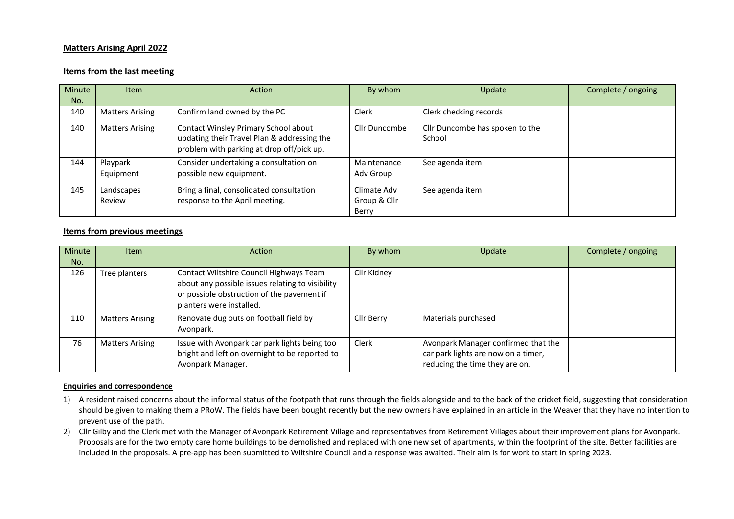**Matters Arising April 2022**

**Items from the last meeting**

| Minute No. | Item | Action | By whom | Update | Complete / ongoing |
|---|---|---|---|---|---|
| 140 | Matters Arising | Confirm land owned by the PC | Clerk | Clerk checking records | |
| 140 | Matters Arising | Contact Winsley Primary School about updating their Travel Plan & addressing the problem with parking at drop off/pick up. | Cllr Duncombe | Cllr Duncombe has spoken to the School | |
| 144 | Playpark Equipment | Consider undertaking a consultation on possible new equipment. | Maintenance Adv Group | See agenda item | |
| 145 | Landscapes Review | Bring a final, consolidated consultation response to the April meeting. | Climate Adv Group & Cllr Berry | See agenda item | |

**Items from previous meetings**

| Minute No. | Item | Action | By whom | Update | Complete / ongoing |
|---|---|---|---|---|---|
| 126 | Tree planters | Contact Wiltshire Council Highways Team about any possible issues relating to visibility or possible obstruction of the pavement if planters were installed. | Cllr Kidney | | |
| 110 | Matters Arising | Renovate dug outs on football field by Avonpark. | Cllr Berry | Materials purchased | |
| 76 | Matters Arising | Issue with Avonpark car park lights being too bright and left on overnight to be reported to Avonpark Manager. | Clerk | Avonpark Manager confirmed that the car park lights are now on a timer, reducing the time they are on. | |

**Enquiries and correspondence**

1) A resident raised concerns about the informal status of the footpath that runs through the fields alongside and to the back of the cricket field, suggesting that consideration should be given to making them a PRoW. The fields have been bought recently but the new owners have explained in an article in the Weaver that they have no intention to prevent use of the path.
2) Cllr Gilby and the Clerk met with the Manager of Avonpark Retirement Village and representatives from Retirement Villages about their improvement plans for Avonpark. Proposals are for the two empty care home buildings to be demolished and replaced with one new set of apartments, within the footprint of the site. Better facilities are included in the proposals. A pre-app has been submitted to Wiltshire Council and a response was awaited. Their aim is for work to start in spring 2023.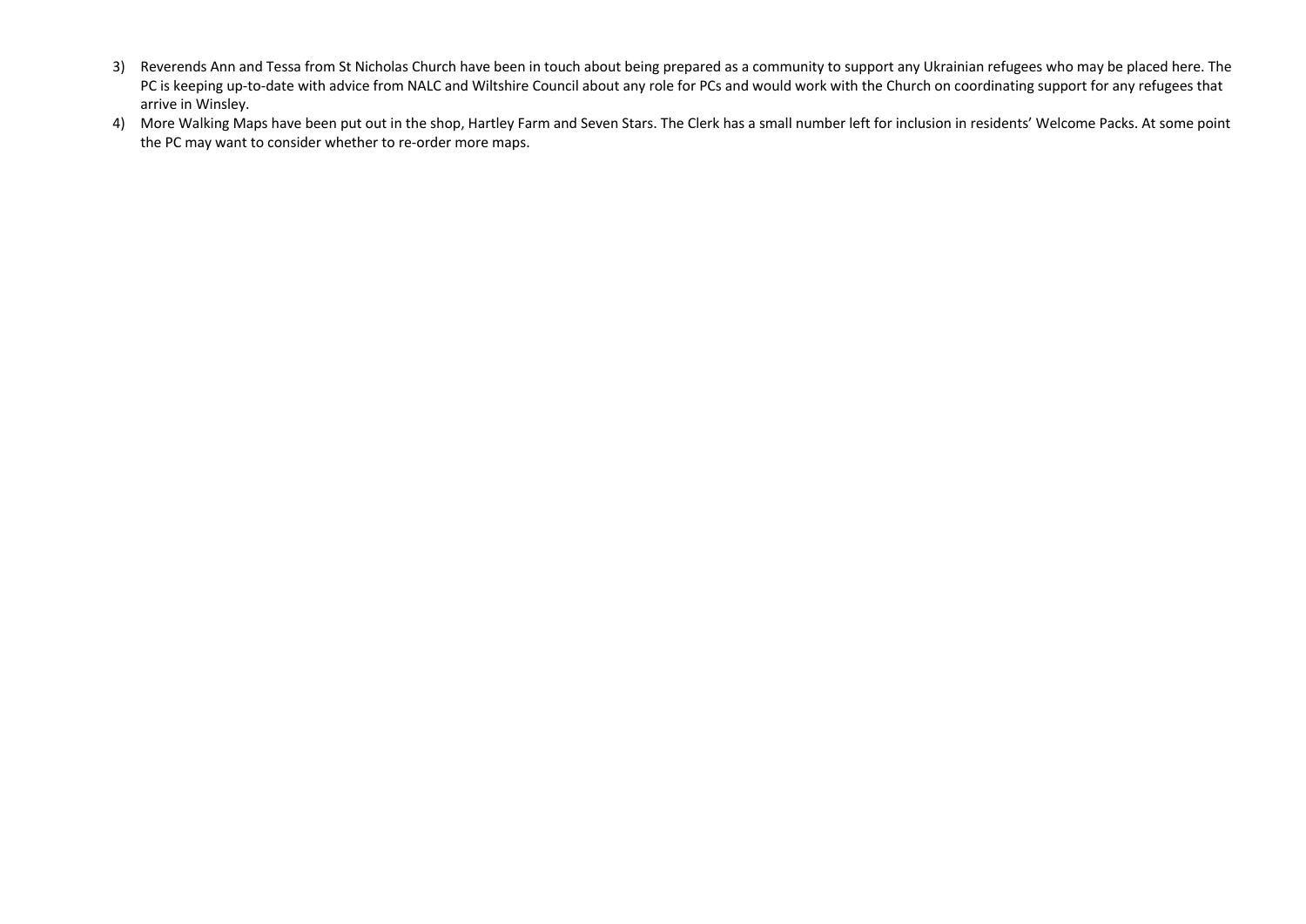3) Reverends Ann and Tessa from St Nicholas Church have been in touch about being prepared as a community to support any Ukrainian refugees who may be placed here. The PC is keeping up-to-date with advice from NALC and Wiltshire Council about any role for PCs and would work with the Church on coordinating support for any refugees that arrive in Winsley.
4) More Walking Maps have been put out in the shop, Hartley Farm and Seven Stars. The Clerk has a small number left for inclusion in residents' Welcome Packs. At some point the PC may want to consider whether to re-order more maps.